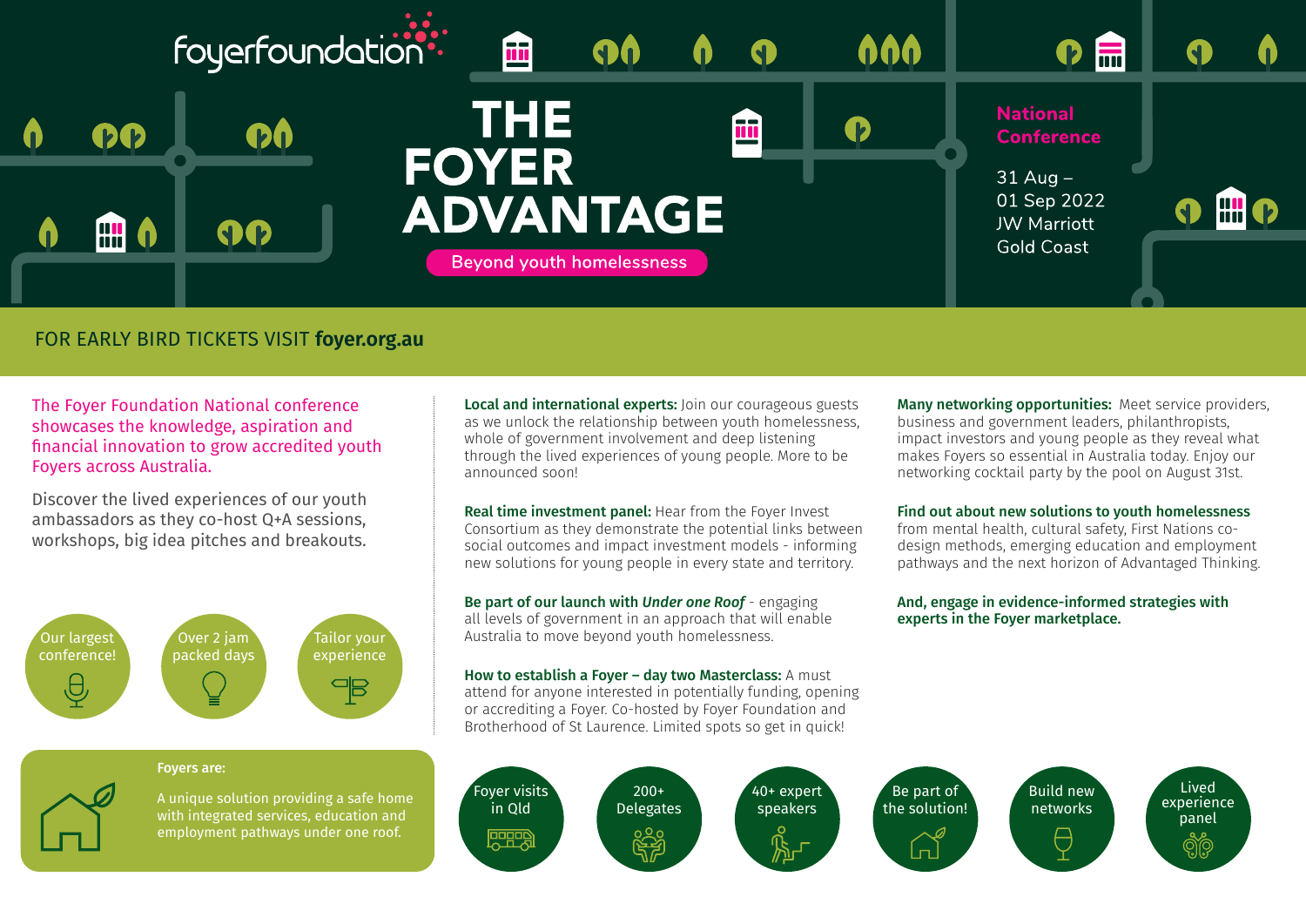foyerfoundation

# THE FOYER ADVANTAGE

Beyond youth homelessness

**National Conference**

31 Aug – 01 Sep 2022
JW Marriott
Gold Coast

FOR EARLY BIRD TICKETS VISIT **foyer.org.au**

The Foyer Foundation National conference showcases the knowledge, aspiration and financial innovation to grow accredited youth Foyers across Australia.

Discover the lived experiences of our youth ambassadors as they co-host Q+A sessions, workshops, big idea pitches and breakouts.

- Our largest conference!
- Over 2 jam packed days
- Tailor your experience

**Foyers are:**

A unique solution providing a safe home with integrated services, education and employment pathways under one roof.

**Local and international experts:** Join our courageous guests as we unlock the relationship between youth homelessness, whole of government involvement and deep listening through the lived experiences of young people. More to be announced soon!

**Real time investment panel:** Hear from the Foyer Invest Consortium as they demonstrate the potential links between social outcomes and impact investment models - informing new solutions for young people in every state and territory.

**Be part of our launch with *Under one Roof*** - engaging all levels of government in an approach that will enable Australia to move beyond youth homelessness.

**How to establish a Foyer – day two Masterclass:** A must attend for anyone interested in potentially funding, opening or accrediting a Foyer. Co-hosted by Foyer Foundation and Brotherhood of St Laurence. Limited spots so get in quick!

**Many networking opportunities:** Meet service providers, business and government leaders, philanthropists, impact investors and young people as they reveal what makes Foyers so essential in Australia today. Enjoy our networking cocktail party by the pool on August 31st.

**Find out about new solutions to youth homelessness** from mental health, cultural safety, First Nations co-design methods, emerging education and employment pathways and the next horizon of Advantaged Thinking.

**And, engage in evidence-informed strategies with experts in the Foyer marketplace.**

- Foyer visits in Qld
- 200+ Delegates
- 40+ expert speakers
- Be part of the solution!
- Build new networks
- Lived experience panel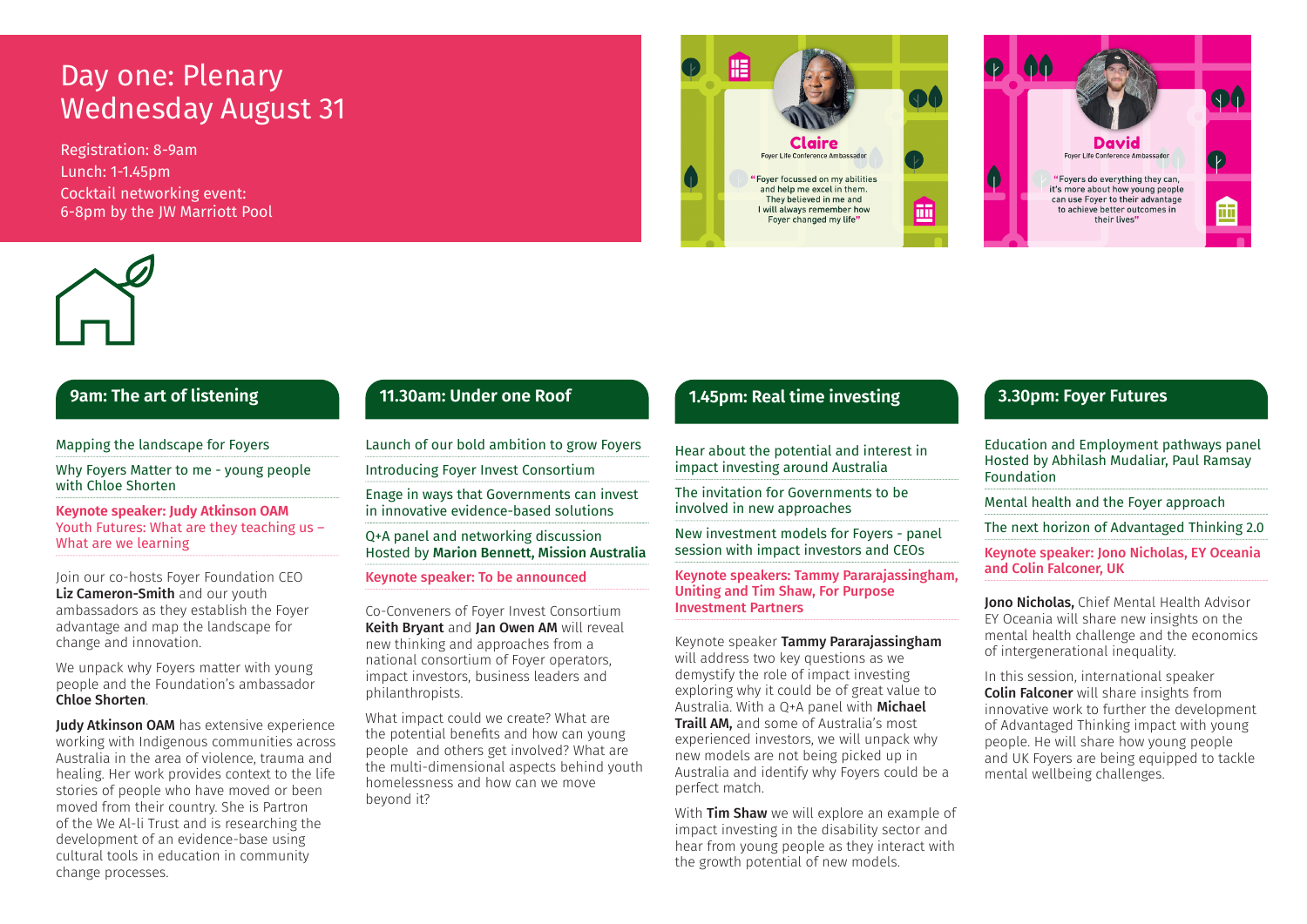# Day one: Plenary
# Wednesday August 31

Registration: 8-9am
Lunch: 1-1.45pm
Cocktail networking event:
6-8pm by the JW Marriott Pool

**Claire**
Foyer Life Conference Ambassador

"Foyer focussed on my abilities and help me excel in them. They believed in me and I will always remember how Foyer changed my life"

**David**
Foyer Life Conference Ambassador

"Foyers do everything they can, it's more about how young people can use Foyer to their advantage to achieve better outcomes in their lives"

## 9am: The art of listening

Mapping the landscape for Foyers

Why Foyers Matter to me - young people with Chloe Shorten

**Keynote speaker: Judy Atkinson OAM**
Youth Futures: What are they teaching us – What are we learning

Join our co-hosts Foyer Foundation CEO **Liz Cameron-Smith** and our youth ambassadors as they establish the Foyer advantage and map the landscape for change and innovation.

We unpack why Foyers matter with young people and the Foundation's ambassador **Chloe Shorten**.

**Judy Atkinson OAM** has extensive experience working with Indigenous communities across Australia in the area of violence, trauma and healing. Her work provides context to the life stories of people who have moved or been moved from their country. She is Partron of the We Al-li Trust and is researching the development of an evidence-base using cultural tools in education in community change processes.

## 11.30am: Under one Roof

Launch of our bold ambition to grow Foyers

Introducing Foyer Invest Consortium

Enage in ways that Governments can invest in innovative evidence-based solutions

Q+A panel and networking discussion Hosted by **Marion Bennett, Mission Australia**

**Keynote speaker: To be announced**

Co-Conveners of Foyer Invest Consortium **Keith Bryant** and **Jan Owen AM** will reveal new thinking and approaches from a national consortium of Foyer operators, impact investors, business leaders and philanthropists.

What impact could we create? What are the potential benefits and how can young people and others get involved? What are the multi-dimensional aspects behind youth homelessness and how can we move beyond it?

## 1.45pm: Real time investing

Hear about the potential and interest in impact investing around Australia

The invitation for Governments to be involved in new approaches

New investment models for Foyers - panel session with impact investors and CEOs

**Keynote speakers: Tammy Pararajassingham, Uniting and Tim Shaw, For Purpose Investment Partners**

Keynote speaker **Tammy Pararajassingham** will address two key questions as we demystify the role of impact investing exploring why it could be of great value to Australia. With a Q+A panel with **Michael Traill AM,** and some of Australia's most experienced investors, we will unpack why new models are not being picked up in Australia and identify why Foyers could be a perfect match.

With **Tim Shaw** we will explore an example of impact investing in the disability sector and hear from young people as they interact with the growth potential of new models.

## 3.30pm: Foyer Futures

Education and Employment pathways panel Hosted by Abhilash Mudaliar, Paul Ramsay Foundation

Mental health and the Foyer approach

The next horizon of Advantaged Thinking 2.0

**Keynote speaker: Jono Nicholas, EY Oceania and Colin Falconer, UK**

**Jono Nicholas,** Chief Mental Health Advisor EY Oceania will share new insights on the mental health challenge and the economics of intergenerational inequality.

In this session, international speaker **Colin Falconer** will share insights from innovative work to further the development of Advantaged Thinking impact with young people. He will share how young people and UK Foyers are being equipped to tackle mental wellbeing challenges.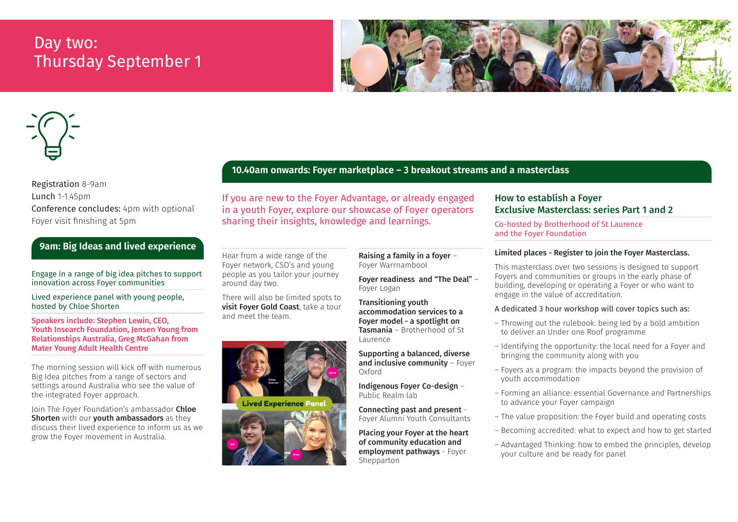# Day two: Thursday September 1

Registration 8-9am
Lunch 1-1.45pm
Conference concludes: 4pm with optional Foyer visit finishing at 5pm

## 9am: Big Ideas and lived experience

Engage in a range of big idea pitches to support innovation across Foyer communities

Lived experience panel with young people, hosted by Chloe Shorten

**Speakers include: Stephen Lewin, CEO, Youth Insearch Foundation, Jensen Young from Relationships Australia, Greg McGahan from Mater Young Adult Health Centre**

The morning session will kick off with numerous Big Idea pitches from a range of sectors and settings around Australia who see the value of the integrated Foyer approach.

Join The Foyer Foundation's ambassador **Chloe Shorten** with our **youth ambassadors** as they discuss their lived experience to inform us as we grow the Foyer movement in Australia.

## 10.40am onwards: Foyer marketplace – 3 breakout streams and a masterclass

If you are new to the Foyer Advantage, or already engaged in a youth Foyer, explore our showcase of Foyer operators sharing their insights, knowledge and learnings.

Hear from a wide range of the Foyer network, CSO's and young people as you tailor your journey around day two.

There will also be limited spots to **visit Foyer Gold Coast**, take a tour and meet the team.

Lived Experience Panel

**Raising a family in a foyer** – Foyer Warrnambool

**Foyer readiness and "The Deal"** – Foyer Logan

**Transitioning youth accommodation services to a Foyer model - a spotlight on Tasmania** – Brotherhood of St Laurence

**Supporting a balanced, diverse and inclusive community** – Foyer Oxford

**Indigenous Foyer Co-design** – Public Realm lab

**Connecting past and present** - Foyer Alumni Youth Consultants

**Placing your Foyer at the heart of community education and employment pathways** - Foyer Shepparton

### How to establish a Foyer Exclusive Masterclass: series Part 1 and 2

Co-hosted by Brotherhood of St Laurence and the Foyer Foundation

**Limited places - Register to join the Foyer Masterclass.**

This masterclass over two sessions is designed to support Foyers and communities or groups in the early phase of building, developing or operating a Foyer or who want to engage in the value of accreditation.

A dedicated 3 hour workshop will cover topics such as:

- Throwing out the rulebook: being led by a bold ambition to deliver an Under one Roof programme
- Identifying the opportunity: the local need for a Foyer and bringing the community along with you
- Foyers as a program: the impacts beyond the provision of youth accommodation
- Forming an alliance: essential Governance and Partnerships to advance your Foyer campaign
- The value proposition: the Foyer build and operating costs
- Becoming accredited: what to expect and how to get started
- Advantaged Thinking: how to embed the principles, develop your culture and be ready for panel